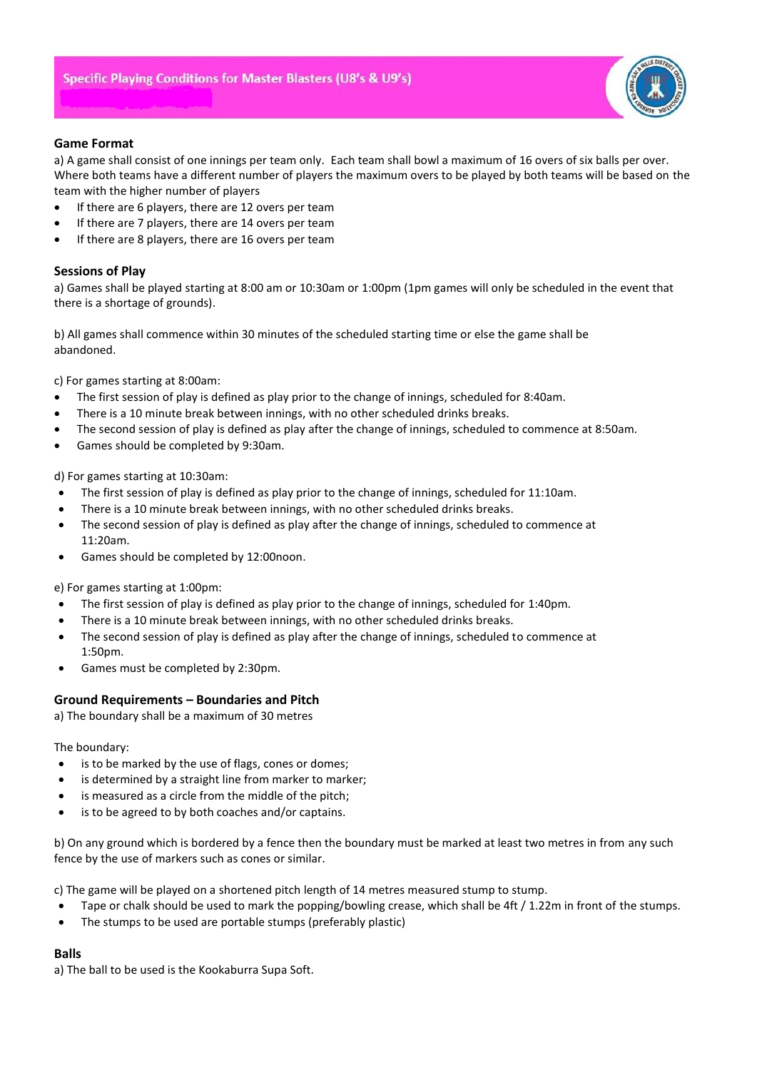# Specific Playing Conditions for Master Blasters (U8's & U9's)

### Game Format

a) A game shall consist of one innings per team only. Each team shall bowl a maximum of 16 overs of six balls per over. Where both teams have a different number of players the maximum overs to be played by both teams will be based on the team with the higher number of players

- If there are 6 players, there are 12 overs per team
- If there are 7 players, there are 14 overs per team
- If there are 8 players, there are 16 overs per team

### Sessions of Play

a) Games shall be played starting at 8:00 am or 10:30am or 1:00pm (1pm games will only be scheduled in the event that there is a shortage of grounds).

b) All games shall commence within 30 minutes of the scheduled starting time or else the game shall be abandoned.

c) For games starting at 8:00am:

- The first session of play is defined as play prior to the change of innings, scheduled for 8:40am.
- There is a 10 minute break between innings, with no other scheduled drinks breaks.
- The second session of play is defined as play after the change of innings, scheduled to commence at 8:50am.
- Games should be completed by 9:30am.

d) For games starting at 10:30am:

- The first session of play is defined as play prior to the change of innings, scheduled for 11:10am.
- There is a 10 minute break between innings, with no other scheduled drinks breaks.
- The second session of play is defined as play after the change of innings, scheduled to commence at 11:20am.
- Games should be completed by 12:00noon.

e) For games starting at 1:00pm:

- The first session of play is defined as play prior to the change of innings, scheduled for 1:40pm.
- There is a 10 minute break between innings, with no other scheduled drinks breaks.
- The second session of play is defined as play after the change of innings, scheduled to commence at 1:50pm.
- Games must be completed by 2:30pm.

### Ground Requirements – Boundaries and Pitch

a) The boundary shall be a maximum of 30 metres

The boundary:

- is to be marked by the use of flags, cones or domes;
- is determined by a straight line from marker to marker;
- is measured as a circle from the middle of the pitch;
- is to be agreed to by both coaches and/or captains.

b) On any ground which is bordered by a fence then the boundary must be marked at least two metres in from any such fence by the use of markers such as cones or similar.

c) The game will be played on a shortened pitch length of 14 metres measured stump to stump.

- Tape or chalk should be used to mark the popping/bowling crease, which shall be 4ft / 1.22m in front of the stumps.
- The stumps to be used are portable stumps (preferably plastic)

### Balls

a) The ball to be used is the Kookaburra Supa Soft.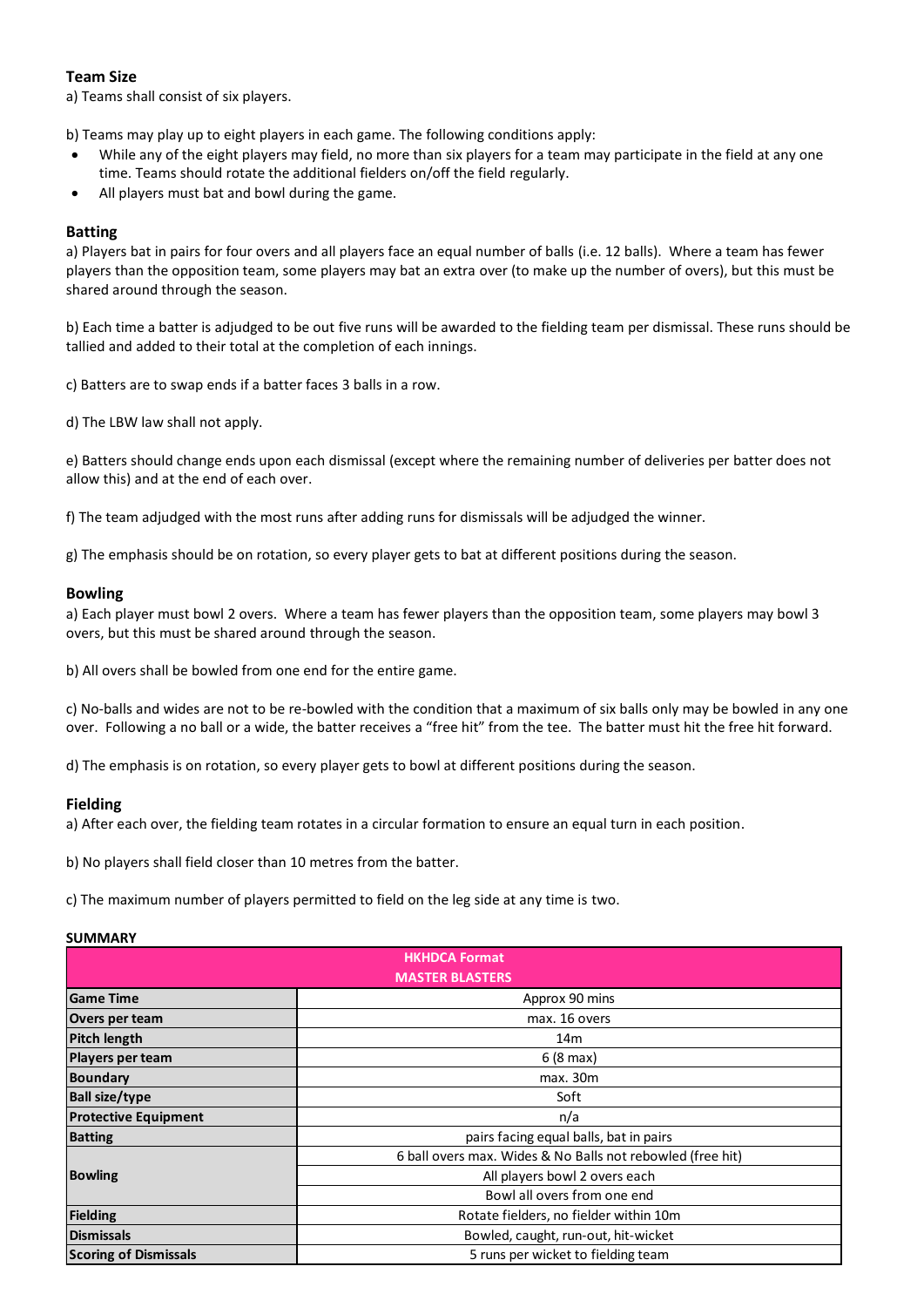## Team Size

a) Teams shall consist of six players.

b) Teams may play up to eight players in each game. The following conditions apply:

- While any of the eight players may field, no more than six players for a team may participate in the field at any one time. Teams should rotate the additional fielders on/off the field regularly.
- All players must bat and bowl during the game.

## Batting

a) Players bat in pairs for four overs and all players face an equal number of balls (i.e. 12 balls). Where a team has fewer players than the opposition team, some players may bat an extra over (to make up the number of overs), but this must be shared around through the season.

b) Each time a batter is adjudged to be out five runs will be awarded to the fielding team per dismissal. These runs should be tallied and added to their total at the completion of each innings.

c) Batters are to swap ends if a batter faces 3 balls in a row.

d) The LBW law shall not apply.

e) Batters should change ends upon each dismissal (except where the remaining number of deliveries per batter does not allow this) and at the end of each over.

f) The team adjudged with the most runs after adding runs for dismissals will be adjudged the winner.

g) The emphasis should be on rotation, so every player gets to bat at different positions during the season.

## Bowling

a) Each player must bowl 2 overs. Where a team has fewer players than the opposition team, some players may bowl 3 overs, but this must be shared around through the season.

b) All overs shall be bowled from one end for the entire game.

c) No-balls and wides are not to be re-bowled with the condition that a maximum of six balls only may be bowled in any one over. Following a no ball or a wide, the batter receives a "free hit" from the tee. The batter must hit the free hit forward.

d) The emphasis is on rotation, so every player gets to bowl at different positions during the season.

## Fielding

a) After each over, the fielding team rotates in a circular formation to ensure an equal turn in each position.

b) No players shall field closer than 10 metres from the batter.

c) The maximum number of players permitted to field on the leg side at any time is two.

**SUMMARY**

| HKHDCA Format<br>MASTER BLASTERS | |
|---|---|
| **Game Time** | Approx 90 mins |
| **Overs per team** | max. 16 overs |
| **Pitch length** | 14m |
| **Players per team** | 6 (8 max) |
| **Boundary** | max. 30m |
| **Ball size/type** | Soft |
| **Protective Equipment** | n/a |
| **Batting** | pairs facing equal balls, bat in pairs |
| **Bowling** | 6 ball overs max. Wides & No Balls not rebowled (free hit) |
| | All players bowl 2 overs each |
| | Bowl all overs from one end |
| **Fielding** | Rotate fielders, no fielder within 10m |
| **Dismissals** | Bowled, caught, run-out, hit-wicket |
| **Scoring of Dismissals** | 5 runs per wicket to fielding team |